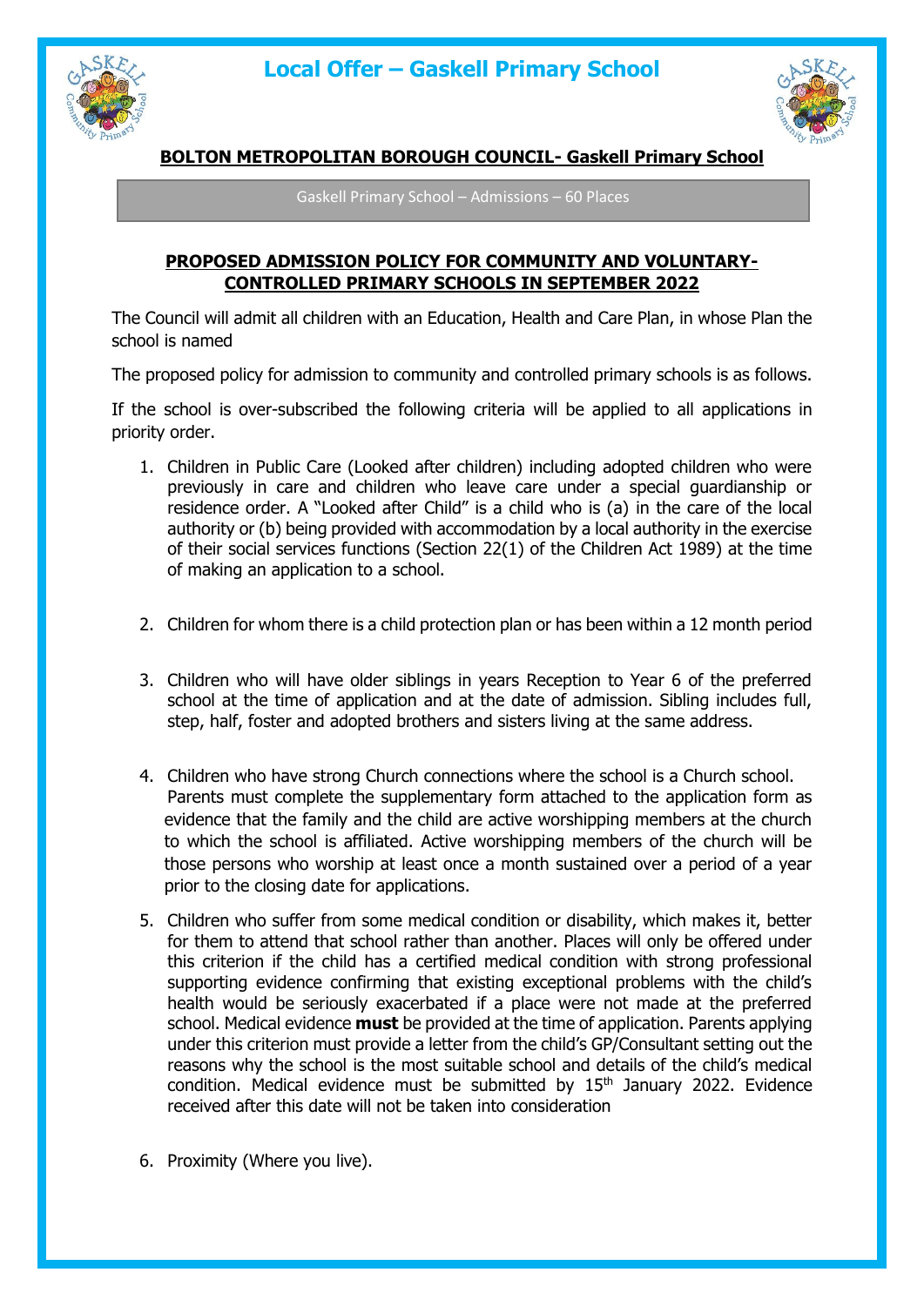# Local Offer – Gaskell Primary School

**BOLTON METROPOLITAN BOROUGH COUNCIL- Gaskell Primary School**

Gaskell Primary School – Admissions – 60 Places

## PROPOSED ADMISSION POLICY FOR COMMUNITY AND VOLUNTARY-CONTROLLED PRIMARY SCHOOLS IN SEPTEMBER 2022

The Council will admit all children with an Education, Health and Care Plan, in whose Plan the school is named

The proposed policy for admission to community and controlled primary schools is as follows.

If the school is over-subscribed the following criteria will be applied to all applications in priority order.

1. Children in Public Care (Looked after children) including adopted children who were previously in care and children who leave care under a special guardianship or residence order. A "Looked after Child" is a child who is (a) in the care of the local authority or (b) being provided with accommodation by a local authority in the exercise of their social services functions (Section 22(1) of the Children Act 1989) at the time of making an application to a school.

2. Children for whom there is a child protection plan or has been within a 12 month period

3. Children who will have older siblings in years Reception to Year 6 of the preferred school at the time of application and at the date of admission. Sibling includes full, step, half, foster and adopted brothers and sisters living at the same address.

4. Children who have strong Church connections where the school is a Church school. Parents must complete the supplementary form attached to the application form as evidence that the family and the child are active worshipping members at the church to which the school is affiliated. Active worshipping members of the church will be those persons who worship at least once a month sustained over a period of a year prior to the closing date for applications.

5. Children who suffer from some medical condition or disability, which makes it, better for them to attend that school rather than another. Places will only be offered under this criterion if the child has a certified medical condition with strong professional supporting evidence confirming that existing exceptional problems with the child's health would be seriously exacerbated if a place were not made at the preferred school. Medical evidence **must** be provided at the time of application. Parents applying under this criterion must provide a letter from the child's GP/Consultant setting out the reasons why the school is the most suitable school and details of the child's medical condition. Medical evidence must be submitted by 15th January 2022. Evidence received after this date will not be taken into consideration

6. Proximity (Where you live).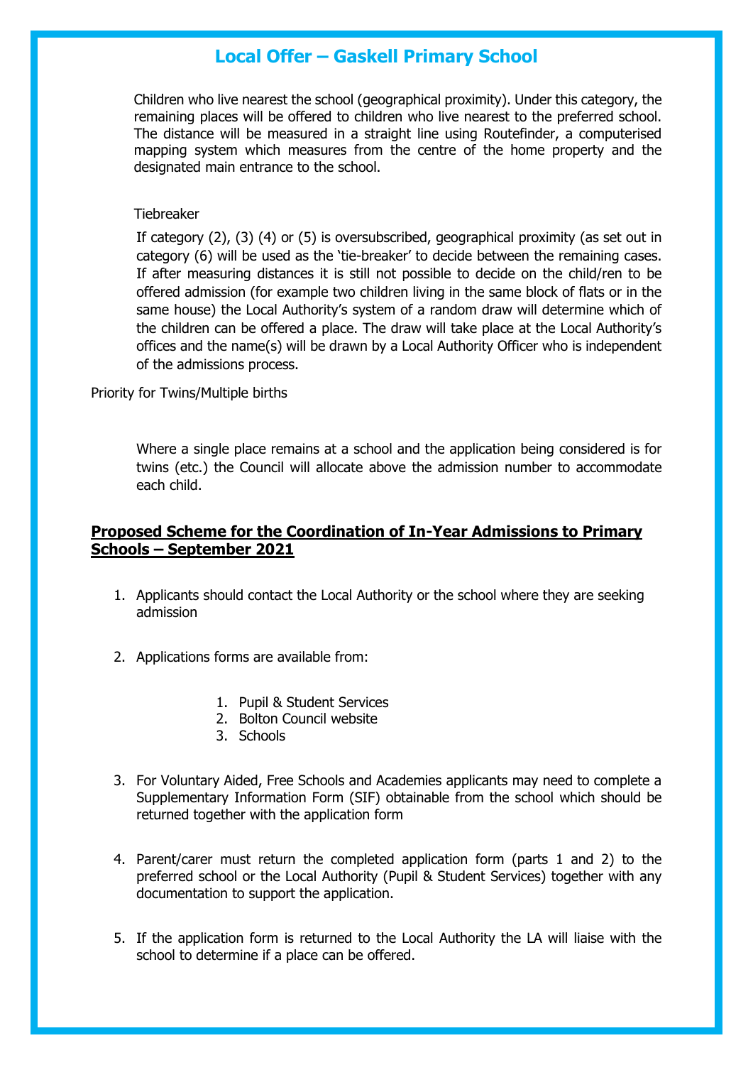# Local Offer – Gaskell Primary School

Children who live nearest the school (geographical proximity). Under this category, the remaining places will be offered to children who live nearest to the preferred school. The distance will be measured in a straight line using Routefinder, a computerised mapping system which measures from the centre of the home property and the designated main entrance to the school.

Tiebreaker

If category (2), (3) (4) or (5) is oversubscribed, geographical proximity (as set out in category (6) will be used as the 'tie-breaker' to decide between the remaining cases. If after measuring distances it is still not possible to decide on the child/ren to be offered admission (for example two children living in the same block of flats or in the same house) the Local Authority's system of a random draw will determine which of the children can be offered a place. The draw will take place at the Local Authority's offices and the name(s) will be drawn by a Local Authority Officer who is independent of the admissions process.

Priority for Twins/Multiple births

Where a single place remains at a school and the application being considered is for twins (etc.) the Council will allocate above the admission number to accommodate each child.

**Proposed Scheme for the Coordination of In-Year Admissions to Primary Schools – September 2021**

1. Applicants should contact the Local Authority or the school where they are seeking admission
2. Applications forms are available from:
    1. Pupil & Student Services
    2. Bolton Council website
    3. Schools
3. For Voluntary Aided, Free Schools and Academies applicants may need to complete a Supplementary Information Form (SIF) obtainable from the school which should be returned together with the application form
4. Parent/carer must return the completed application form (parts 1 and 2) to the preferred school or the Local Authority (Pupil & Student Services) together with any documentation to support the application.
5. If the application form is returned to the Local Authority the LA will liaise with the school to determine if a place can be offered.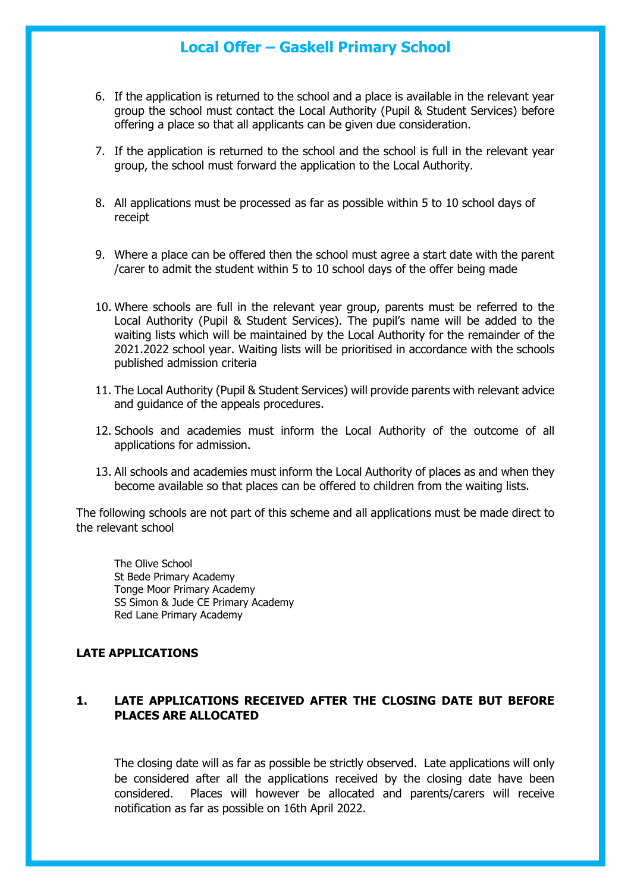# Local Offer – Gaskell Primary School

6. If the application is returned to the school and a place is available in the relevant year group the school must contact the Local Authority (Pupil & Student Services) before offering a place so that all applicants can be given due consideration.

7. If the application is returned to the school and the school is full in the relevant year group, the school must forward the application to the Local Authority.

8. All applications must be processed as far as possible within 5 to 10 school days of receipt

9. Where a place can be offered then the school must agree a start date with the parent /carer to admit the student within 5 to 10 school days of the offer being made

10. Where schools are full in the relevant year group, parents must be referred to the Local Authority (Pupil & Student Services). The pupil's name will be added to the waiting lists which will be maintained by the Local Authority for the remainder of the 2021.2022 school year. Waiting lists will be prioritised in accordance with the schools published admission criteria

11. The Local Authority (Pupil & Student Services) will provide parents with relevant advice and guidance of the appeals procedures.

12. Schools and academies must inform the Local Authority of the outcome of all applications for admission.

13. All schools and academies must inform the Local Authority of places as and when they become available so that places can be offered to children from the waiting lists.

The following schools are not part of this scheme and all applications must be made direct to the relevant school

The Olive School
St Bede Primary Academy
Tonge Moor Primary Academy
SS Simon & Jude CE Primary Academy
Red Lane Primary Academy

**LATE APPLICATIONS**

**1. LATE APPLICATIONS RECEIVED AFTER THE CLOSING DATE BUT BEFORE PLACES ARE ALLOCATED**

The closing date will as far as possible be strictly observed. Late applications will only be considered after all the applications received by the closing date have been considered. Places will however be allocated and parents/carers will receive notification as far as possible on 16th April 2022.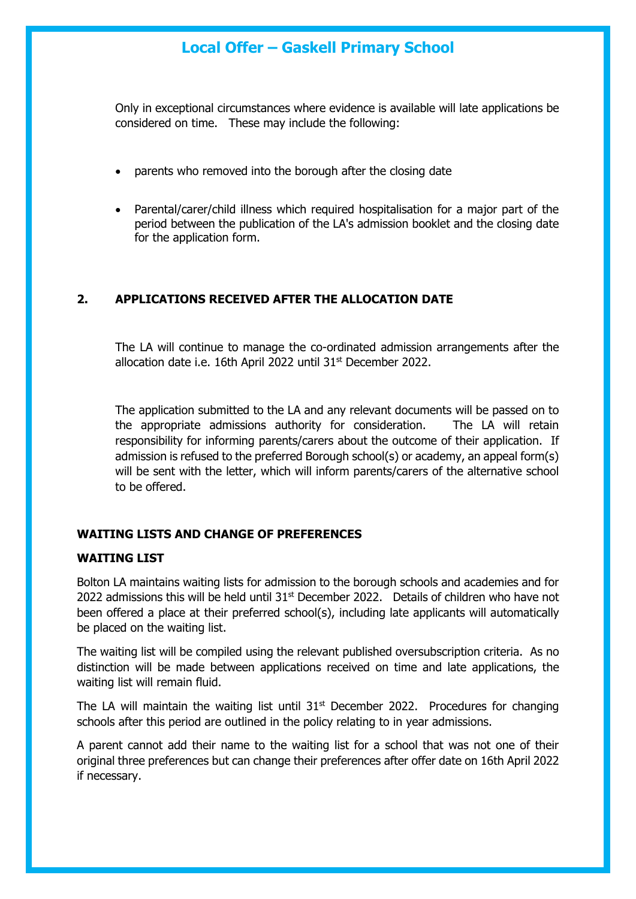Only in exceptional circumstances where evidence is available will late applications be considered on time. These may include the following:

- parents who removed into the borough after the closing date
- Parental/carer/child illness which required hospitalisation for a major part of the period between the publication of the LA's admission booklet and the closing date for the application form.

## 2. APPLICATIONS RECEIVED AFTER THE ALLOCATION DATE

The LA will continue to manage the co-ordinated admission arrangements after the allocation date i.e. 16th April 2022 until 31st December 2022.

The application submitted to the LA and any relevant documents will be passed on to the appropriate admissions authority for consideration. The LA will retain responsibility for informing parents/carers about the outcome of their application. If admission is refused to the preferred Borough school(s) or academy, an appeal form(s) will be sent with the letter, which will inform parents/carers of the alternative school to be offered.

## WAITING LISTS AND CHANGE OF PREFERENCES

### WAITING LIST

Bolton LA maintains waiting lists for admission to the borough schools and academies and for 2022 admissions this will be held until 31st December 2022. Details of children who have not been offered a place at their preferred school(s), including late applicants will automatically be placed on the waiting list.

The waiting list will be compiled using the relevant published oversubscription criteria. As no distinction will be made between applications received on time and late applications, the waiting list will remain fluid.

The LA will maintain the waiting list until 31st December 2022. Procedures for changing schools after this period are outlined in the policy relating to in year admissions.

A parent cannot add their name to the waiting list for a school that was not one of their original three preferences but can change their preferences after offer date on 16th April 2022 if necessary.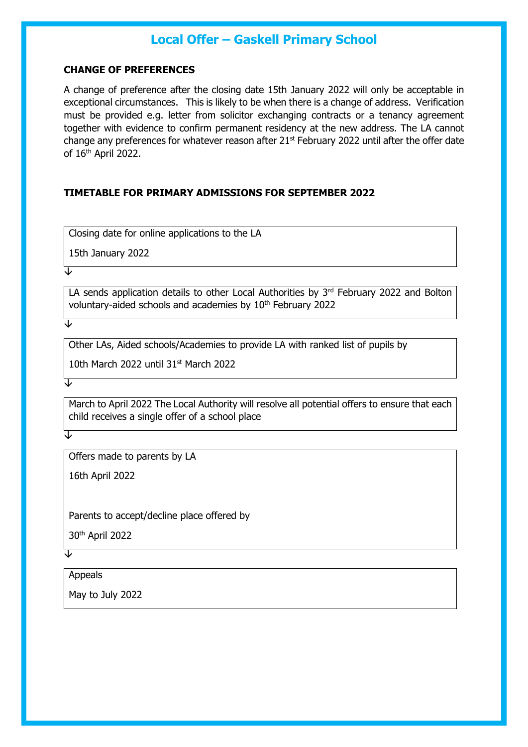# Local Offer – Gaskell Primary School

**CHANGE OF PREFERENCES**

A change of preference after the closing date 15th January 2022 will only be acceptable in exceptional circumstances. This is likely to be when there is a change of address. Verification must be provided e.g. letter from solicitor exchanging contracts or a tenancy agreement together with evidence to confirm permanent residency at the new address. The LA cannot change any preferences for whatever reason after 21st February 2022 until after the offer date of 16th April 2022.

**TIMETABLE FOR PRIMARY ADMISSIONS FOR SEPTEMBER 2022**

Closing date for online applications to the LA

15th January 2022

↓

LA sends application details to other Local Authorities by 3rd February 2022 and Bolton voluntary-aided schools and academies by 10th February 2022

↓

Other LAs, Aided schools/Academies to provide LA with ranked list of pupils by

10th March 2022 until 31st March 2022

↓

March to April 2022 The Local Authority will resolve all potential offers to ensure that each child receives a single offer of a school place

↓

Offers made to parents by LA

16th April 2022

Parents to accept/decline place offered by

30th April 2022

↓

Appeals

May to July 2022